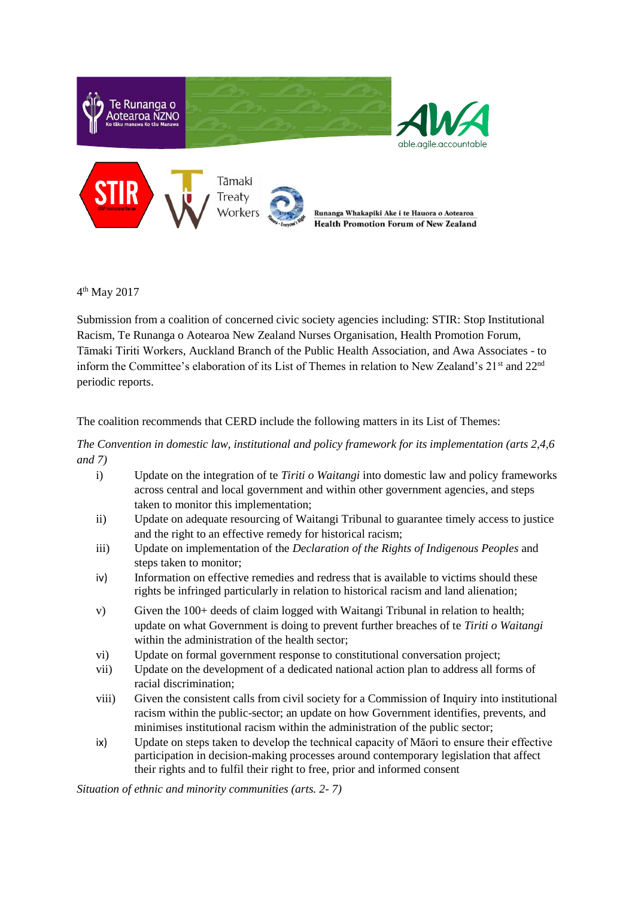Te Runanga o Aotearoa NZNO
Ko tāku manawa Ko tāu Manawa

AWA
able.agile.accountable

STIR
STOP Institutional Racism

Tāmaki Treaty Workers

Runanga Whakapiki Ake i te Hauora o Aotearoa
Health Promotion Forum of New Zealand

4th May 2017

Submission from a coalition of concerned civic society agencies including: STIR: Stop Institutional Racism, Te Runanga o Aotearoa New Zealand Nurses Organisation, Health Promotion Forum, Tāmaki Tiriti Workers, Auckland Branch of the Public Health Association, and Awa Associates - to inform the Committee's elaboration of its List of Themes in relation to New Zealand's 21st and 22nd periodic reports.

The coalition recommends that CERD include the following matters in its List of Themes:

*The Convention in domestic law, institutional and policy framework for its implementation (arts 2,4,6 and 7)*

i) Update on the integration of te *Tiriti o Waitangi* into domestic law and policy frameworks across central and local government and within other government agencies, and steps taken to monitor this implementation;

ii) Update on adequate resourcing of Waitangi Tribunal to guarantee timely access to justice and the right to an effective remedy for historical racism;

iii) Update on implementation of the *Declaration of the Rights of Indigenous Peoples* and steps taken to monitor;

iv) Information on effective remedies and redress that is available to victims should these rights be infringed particularly in relation to historical racism and land alienation;

v) Given the 100+ deeds of claim logged with Waitangi Tribunal in relation to health; update on what Government is doing to prevent further breaches of te *Tiriti o Waitangi* within the administration of the health sector;

vi) Update on formal government response to constitutional conversation project;

vii) Update on the development of a dedicated national action plan to address all forms of racial discrimination;

viii) Given the consistent calls from civil society for a Commission of Inquiry into institutional racism within the public-sector; an update on how Government identifies, prevents, and minimises institutional racism within the administration of the public sector;

ix) Update on steps taken to develop the technical capacity of Māori to ensure their effective participation in decision-making processes around contemporary legislation that affect their rights and to fulfil their right to free, prior and informed consent

*Situation of ethnic and minority communities (arts. 2- 7)*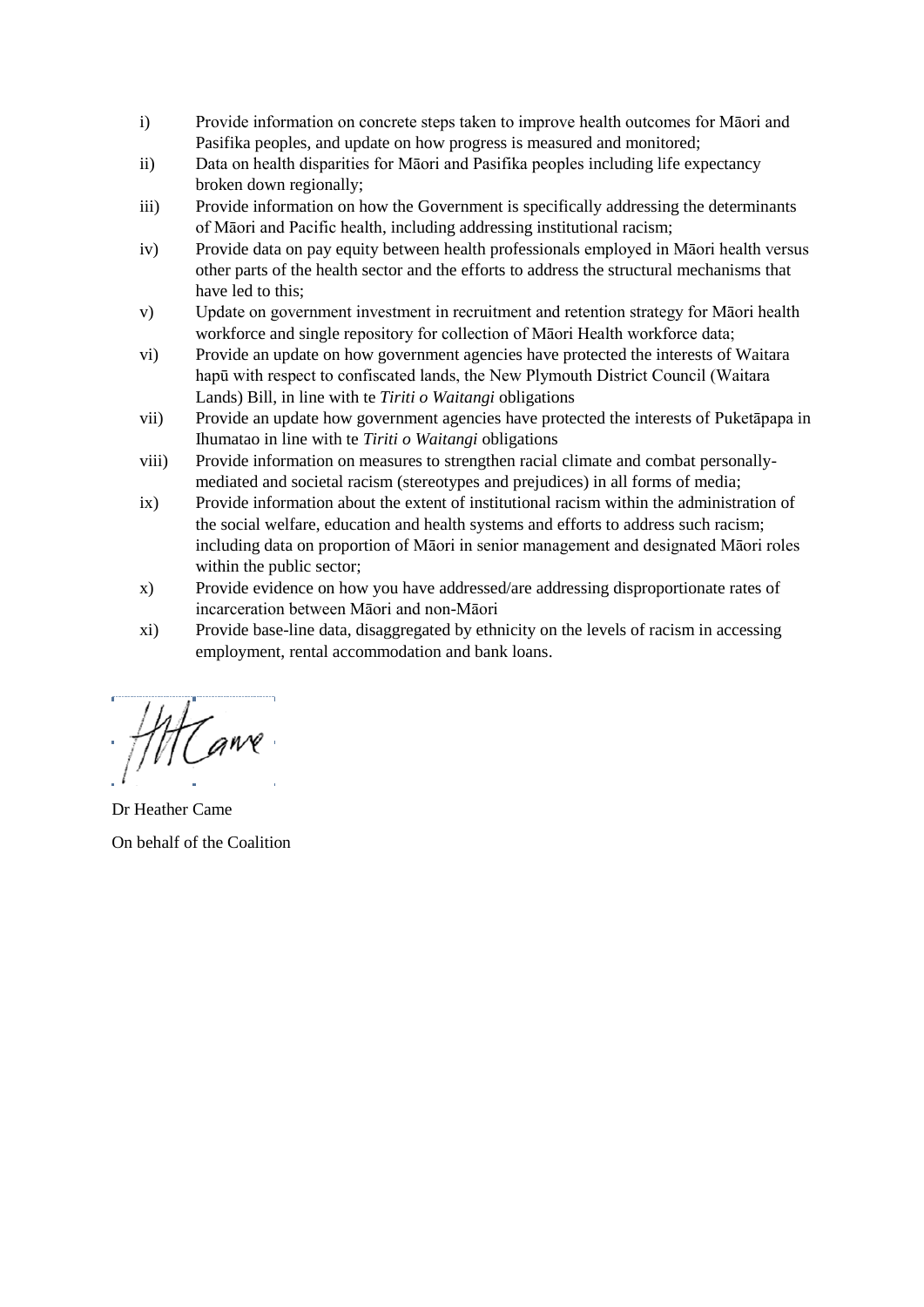i) Provide information on concrete steps taken to improve health outcomes for Māori and Pasifika peoples, and update on how progress is measured and monitored;

ii) Data on health disparities for Māori and Pasifika peoples including life expectancy broken down regionally;

iii) Provide information on how the Government is specifically addressing the determinants of Māori and Pacific health, including addressing institutional racism;

iv) Provide data on pay equity between health professionals employed in Māori health versus other parts of the health sector and the efforts to address the structural mechanisms that have led to this;

v) Update on government investment in recruitment and retention strategy for Māori health workforce and single repository for collection of Māori Health workforce data;

vi) Provide an update on how government agencies have protected the interests of Waitara hapū with respect to confiscated lands, the New Plymouth District Council (Waitara Lands) Bill, in line with te *Tiriti o Waitangi* obligations

vii) Provide an update how government agencies have protected the interests of Puketāpapa in Ihumatao in line with te *Tiriti o Waitangi* obligations

viii) Provide information on measures to strengthen racial climate and combat personally-mediated and societal racism (stereotypes and prejudices) in all forms of media;

ix) Provide information about the extent of institutional racism within the administration of the social welfare, education and health systems and efforts to address such racism; including data on proportion of Māori in senior management and designated Māori roles within the public sector;

x) Provide evidence on how you have addressed/are addressing disproportionate rates of incarceration between Māori and non-Māori

xi) Provide base-line data, disaggregated by ethnicity on the levels of racism in accessing employment, rental accommodation and bank loans.

HHCame

Dr Heather Came

On behalf of the Coalition